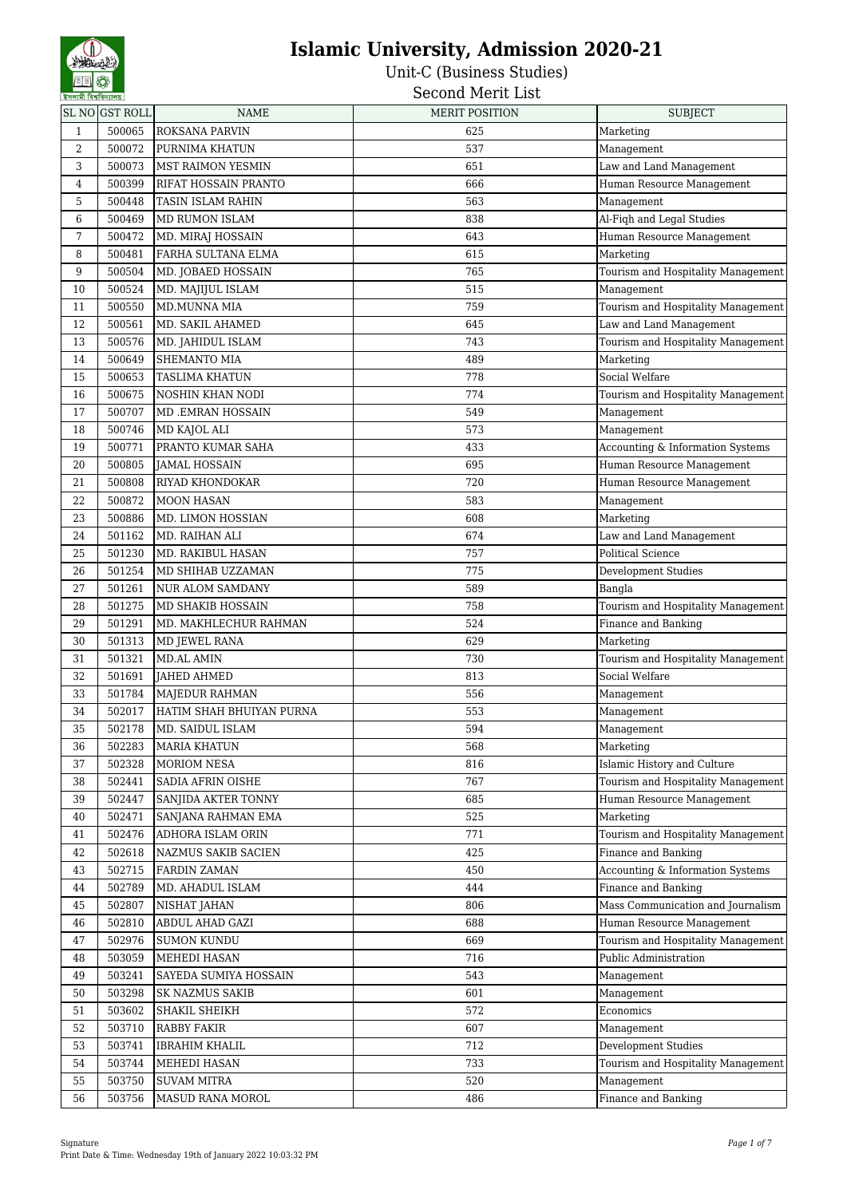# Islamic University, Admission 2020-21

## Unit-C (Business Studies)

## Second Merit List

| SL NO | GST ROLL | NAME | MERIT POSITION | SUBJECT |
|---|---|---|---|---|
| 1 | 500065 | ROKSANA PARVIN | 625 | Marketing |
| 2 | 500072 | PURNIMA KHATUN | 537 | Management |
| 3 | 500073 | MST RAIMON YESMIN | 651 | Law and Land Management |
| 4 | 500399 | RIFAT HOSSAIN PRANTO | 666 | Human Resource Management |
| 5 | 500448 | TASIN ISLAM RAHIN | 563 | Management |
| 6 | 500469 | MD RUMON ISLAM | 838 | Al-Fiqh and Legal Studies |
| 7 | 500472 | MD. MIRAJ HOSSAIN | 643 | Human Resource Management |
| 8 | 500481 | FARHA SULTANA ELMA | 615 | Marketing |
| 9 | 500504 | MD. JOBAED HOSSAIN | 765 | Tourism and Hospitality Management |
| 10 | 500524 | MD. MAJIJUL ISLAM | 515 | Management |
| 11 | 500550 | MD.MUNNA MIA | 759 | Tourism and Hospitality Management |
| 12 | 500561 | MD. SAKIL AHAMED | 645 | Law and Land Management |
| 13 | 500576 | MD. JAHIDUL ISLAM | 743 | Tourism and Hospitality Management |
| 14 | 500649 | SHEMANTO MIA | 489 | Marketing |
| 15 | 500653 | TASLIMA KHATUN | 778 | Social Welfare |
| 16 | 500675 | NOSHIN KHAN NODI | 774 | Tourism and Hospitality Management |
| 17 | 500707 | MD .EMRAN HOSSAIN | 549 | Management |
| 18 | 500746 | MD KAJOL ALI | 573 | Management |
| 19 | 500771 | PRANTO KUMAR SAHA | 433 | Accounting & Information Systems |
| 20 | 500805 | JAMAL HOSSAIN | 695 | Human Resource Management |
| 21 | 500808 | RIYAD KHONDOKAR | 720 | Human Resource Management |
| 22 | 500872 | MOON HASAN | 583 | Management |
| 23 | 500886 | MD. LIMON HOSSIAN | 608 | Marketing |
| 24 | 501162 | MD. RAIHAN ALI | 674 | Law and Land Management |
| 25 | 501230 | MD. RAKIBUL HASAN | 757 | Political Science |
| 26 | 501254 | MD SHIHAB UZZAMAN | 775 | Development Studies |
| 27 | 501261 | NUR ALOM SAMDANY | 589 | Bangla |
| 28 | 501275 | MD SHAKIB HOSSAIN | 758 | Tourism and Hospitality Management |
| 29 | 501291 | MD. MAKHLECHUR RAHMAN | 524 | Finance and Banking |
| 30 | 501313 | MD JEWEL RANA | 629 | Marketing |
| 31 | 501321 | MD.AL AMIN | 730 | Tourism and Hospitality Management |
| 32 | 501691 | JAHED AHMED | 813 | Social Welfare |
| 33 | 501784 | MAJEDUR RAHMAN | 556 | Management |
| 34 | 502017 | HATIM SHAH BHUIYAN PURNA | 553 | Management |
| 35 | 502178 | MD. SAIDUL ISLAM | 594 | Management |
| 36 | 502283 | MARIA KHATUN | 568 | Marketing |
| 37 | 502328 | MORIOM NESA | 816 | Islamic History and Culture |
| 38 | 502441 | SADIA AFRIN OISHE | 767 | Tourism and Hospitality Management |
| 39 | 502447 | SANJIDA AKTER TONNY | 685 | Human Resource Management |
| 40 | 502471 | SANJANA RAHMAN EMA | 525 | Marketing |
| 41 | 502476 | ADHORA ISLAM ORIN | 771 | Tourism and Hospitality Management |
| 42 | 502618 | NAZMUS SAKIB SACIEN | 425 | Finance and Banking |
| 43 | 502715 | FARDIN ZAMAN | 450 | Accounting & Information Systems |
| 44 | 502789 | MD. AHADUL ISLAM | 444 | Finance and Banking |
| 45 | 502807 | NISHAT JAHAN | 806 | Mass Communication and Journalism |
| 46 | 502810 | ABDUL AHAD GAZI | 688 | Human Resource Management |
| 47 | 502976 | SUMON KUNDU | 669 | Tourism and Hospitality Management |
| 48 | 503059 | MEHEDI HASAN | 716 | Public Administration |
| 49 | 503241 | SAYEDA SUMIYA HOSSAIN | 543 | Management |
| 50 | 503298 | SK NAZMUS SAKIB | 601 | Management |
| 51 | 503602 | SHAKIL SHEIKH | 572 | Economics |
| 52 | 503710 | RABBY FAKIR | 607 | Management |
| 53 | 503741 | IBRAHIM KHALIL | 712 | Development Studies |
| 54 | 503744 | MEHEDI HASAN | 733 | Tourism and Hospitality Management |
| 55 | 503750 | SUVAM MITRA | 520 | Management |
| 56 | 503756 | MASUD RANA MOROL | 486 | Finance and Banking |

Signature

Print Date & Time: Wednesday 19th of January 2022 10:03:32 PM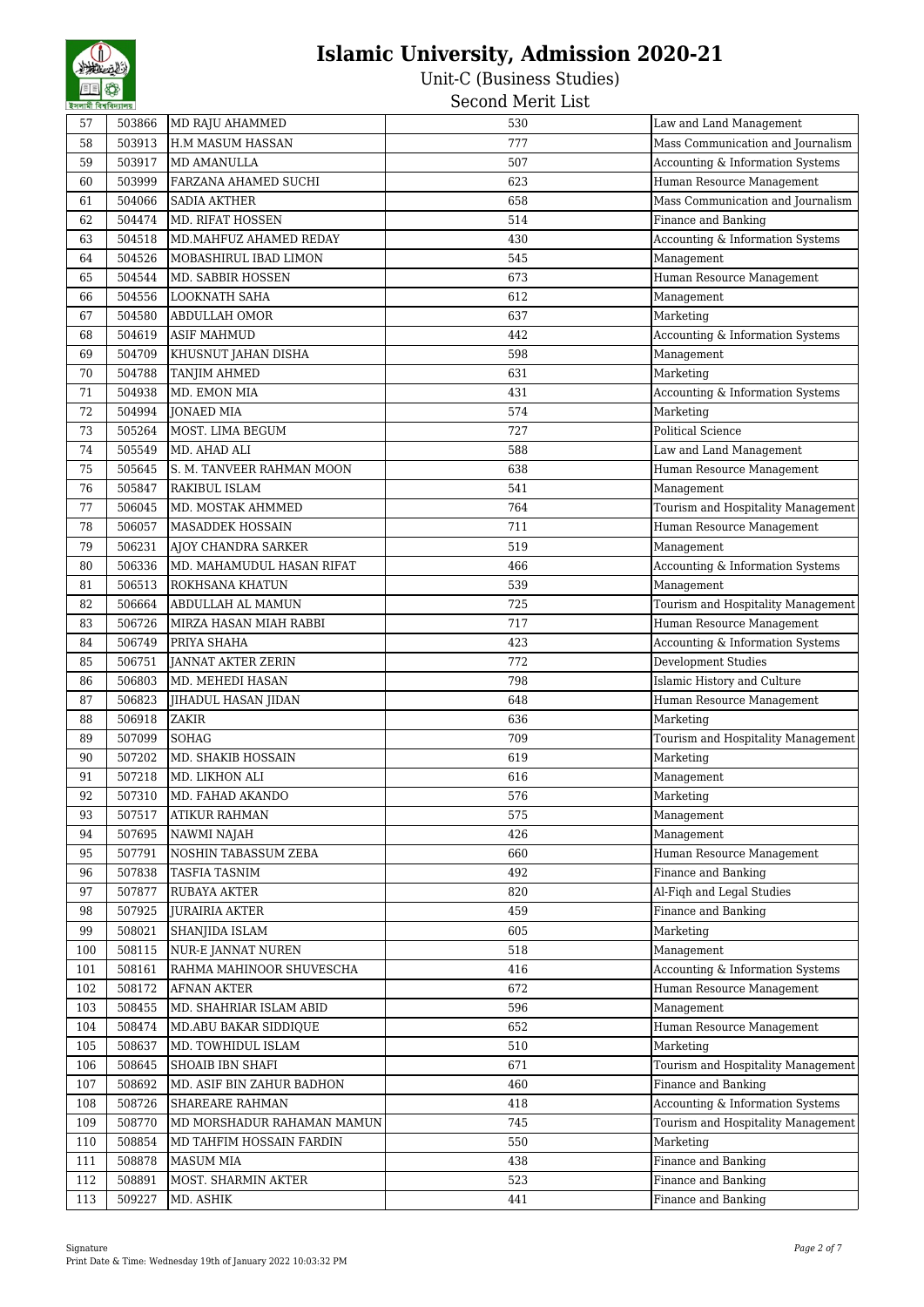# Islamic University, Admission 2020-21

## Unit-C (Business Studies)

### Second Merit List

| | | | | |
|---|---|---|---|---|
| 57 | 503866 | MD RAJU AHAMMED | 530 | Law and Land Management |
| 58 | 503913 | H.M MASUM HASSAN | 777 | Mass Communication and Journalism |
| 59 | 503917 | MD AMANULLA | 507 | Accounting & Information Systems |
| 60 | 503999 | FARZANA AHAMED SUCHI | 623 | Human Resource Management |
| 61 | 504066 | SADIA AKTHER | 658 | Mass Communication and Journalism |
| 62 | 504474 | MD. RIFAT HOSSEN | 514 | Finance and Banking |
| 63 | 504518 | MD.MAHFUZ AHAMED REDAY | 430 | Accounting & Information Systems |
| 64 | 504526 | MOBASHIRUL IBAD LIMON | 545 | Management |
| 65 | 504544 | MD. SABBIR HOSSEN | 673 | Human Resource Management |
| 66 | 504556 | LOOKNATH SAHA | 612 | Management |
| 67 | 504580 | ABDULLAH OMOR | 637 | Marketing |
| 68 | 504619 | ASIF MAHMUD | 442 | Accounting & Information Systems |
| 69 | 504709 | KHUSNUT JAHAN DISHA | 598 | Management |
| 70 | 504788 | TANJIM AHMED | 631 | Marketing |
| 71 | 504938 | MD. EMON MIA | 431 | Accounting & Information Systems |
| 72 | 504994 | JONAED MIA | 574 | Marketing |
| 73 | 505264 | MOST. LIMA BEGUM | 727 | Political Science |
| 74 | 505549 | MD. AHAD ALI | 588 | Law and Land Management |
| 75 | 505645 | S. M. TANVEER RAHMAN MOON | 638 | Human Resource Management |
| 76 | 505847 | RAKIBUL ISLAM | 541 | Management |
| 77 | 506045 | MD. MOSTAK AHMMED | 764 | Tourism and Hospitality Management |
| 78 | 506057 | MASADDEK HOSSAIN | 711 | Human Resource Management |
| 79 | 506231 | AJOY CHANDRA SARKER | 519 | Management |
| 80 | 506336 | MD. MAHAMUDUL HASAN RIFAT | 466 | Accounting & Information Systems |
| 81 | 506513 | ROKHSANA KHATUN | 539 | Management |
| 82 | 506664 | ABDULLAH AL MAMUN | 725 | Tourism and Hospitality Management |
| 83 | 506726 | MIRZA HASAN MIAH RABBI | 717 | Human Resource Management |
| 84 | 506749 | PRIYA SHAHA | 423 | Accounting & Information Systems |
| 85 | 506751 | JANNAT AKTER ZERIN | 772 | Development Studies |
| 86 | 506803 | MD. MEHEDI HASAN | 798 | Islamic History and Culture |
| 87 | 506823 | JIHADUL HASAN JIDAN | 648 | Human Resource Management |
| 88 | 506918 | ZAKIR | 636 | Marketing |
| 89 | 507099 | SOHAG | 709 | Tourism and Hospitality Management |
| 90 | 507202 | MD. SHAKIB HOSSAIN | 619 | Marketing |
| 91 | 507218 | MD. LIKHON ALI | 616 | Management |
| 92 | 507310 | MD. FAHAD AKANDO | 576 | Marketing |
| 93 | 507517 | ATIKUR RAHMAN | 575 | Management |
| 94 | 507695 | NAWMI NAJAH | 426 | Management |
| 95 | 507791 | NOSHIN TABASSUM ZEBA | 660 | Human Resource Management |
| 96 | 507838 | TASFIA TASNIM | 492 | Finance and Banking |
| 97 | 507877 | RUBAYA AKTER | 820 | Al-Fiqh and Legal Studies |
| 98 | 507925 | JURAIRIA AKTER | 459 | Finance and Banking |
| 99 | 508021 | SHANJIDA ISLAM | 605 | Marketing |
| 100 | 508115 | NUR-E JANNAT NUREN | 518 | Management |
| 101 | 508161 | RAHMA MAHINOOR SHUVESCHA | 416 | Accounting & Information Systems |
| 102 | 508172 | AFNAN AKTER | 672 | Human Resource Management |
| 103 | 508455 | MD. SHAHRIAR ISLAM ABID | 596 | Management |
| 104 | 508474 | MD.ABU BAKAR SIDDIQUE | 652 | Human Resource Management |
| 105 | 508637 | MD. TOWHIDUL ISLAM | 510 | Marketing |
| 106 | 508645 | SHOAIB IBN SHAFI | 671 | Tourism and Hospitality Management |
| 107 | 508692 | MD. ASIF BIN ZAHUR BADHON | 460 | Finance and Banking |
| 108 | 508726 | SHAREARE RAHMAN | 418 | Accounting & Information Systems |
| 109 | 508770 | MD MORSHADUR RAHAMAN MAMUN | 745 | Tourism and Hospitality Management |
| 110 | 508854 | MD TAHFIM HOSSAIN FARDIN | 550 | Marketing |
| 111 | 508878 | MASUM MIA | 438 | Finance and Banking |
| 112 | 508891 | MOST. SHARMIN AKTER | 523 | Finance and Banking |
| 113 | 509227 | MD. ASHIK | 441 | Finance and Banking |

Signature

Print Date & Time: Wednesday 19th of January 2022 10:03:32 PM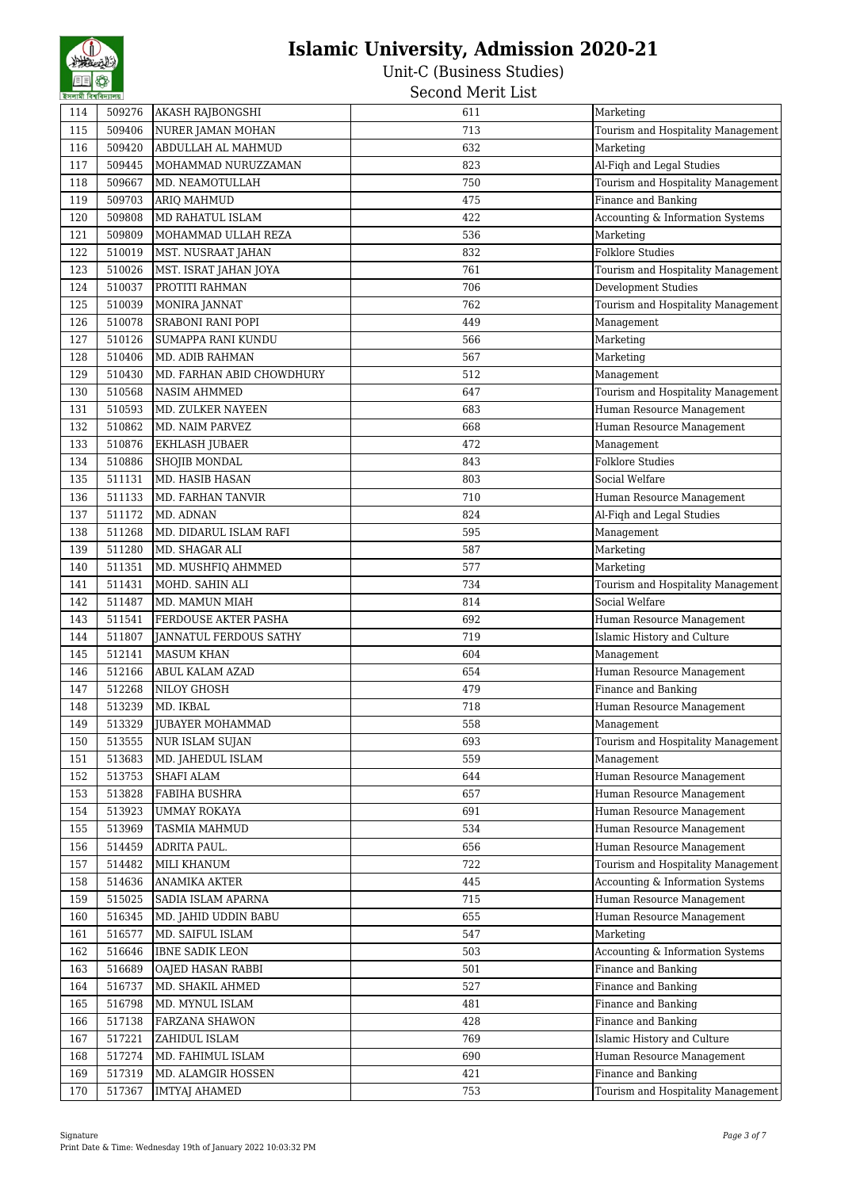# Islamic University, Admission 2020-21

## Unit-C (Business Studies)

### Second Merit List

| 114 | 509276 | AKASH RAJBONGSHI | 611 | Marketing |
|---|---|---|---|---|
| 115 | 509406 | NURER JAMAN MOHAN | 713 | Tourism and Hospitality Management |
| 116 | 509420 | ABDULLAH AL MAHMUD | 632 | Marketing |
| 117 | 509445 | MOHAMMAD NURUZZAMAN | 823 | Al-Fiqh and Legal Studies |
| 118 | 509667 | MD. NEAMOTULLAH | 750 | Tourism and Hospitality Management |
| 119 | 509703 | ARIQ MAHMUD | 475 | Finance and Banking |
| 120 | 509808 | MD RAHATUL ISLAM | 422 | Accounting & Information Systems |
| 121 | 509809 | MOHAMMAD ULLAH REZA | 536 | Marketing |
| 122 | 510019 | MST. NUSRAAT JAHAN | 832 | Folklore Studies |
| 123 | 510026 | MST. ISRAT JAHAN JOYA | 761 | Tourism and Hospitality Management |
| 124 | 510037 | PROTITI RAHMAN | 706 | Development Studies |
| 125 | 510039 | MONIRA JANNAT | 762 | Tourism and Hospitality Management |
| 126 | 510078 | SRABONI RANI POPI | 449 | Management |
| 127 | 510126 | SUMAPPA RANI KUNDU | 566 | Marketing |
| 128 | 510406 | MD. ADIB RAHMAN | 567 | Marketing |
| 129 | 510430 | MD. FARHAN ABID CHOWDHURY | 512 | Management |
| 130 | 510568 | NASIM AHMMED | 647 | Tourism and Hospitality Management |
| 131 | 510593 | MD. ZULKER NAYEEN | 683 | Human Resource Management |
| 132 | 510862 | MD. NAIM PARVEZ | 668 | Human Resource Management |
| 133 | 510876 | EKHLASH JUBAER | 472 | Management |
| 134 | 510886 | SHOJIB MONDAL | 843 | Folklore Studies |
| 135 | 511131 | MD. HASIB HASAN | 803 | Social Welfare |
| 136 | 511133 | MD. FARHAN TANVIR | 710 | Human Resource Management |
| 137 | 511172 | MD. ADNAN | 824 | Al-Fiqh and Legal Studies |
| 138 | 511268 | MD. DIDARUL ISLAM RAFI | 595 | Management |
| 139 | 511280 | MD. SHAGAR ALI | 587 | Marketing |
| 140 | 511351 | MD. MUSHFIQ AHMMED | 577 | Marketing |
| 141 | 511431 | MOHD. SAHIN ALI | 734 | Tourism and Hospitality Management |
| 142 | 511487 | MD. MAMUN MIAH | 814 | Social Welfare |
| 143 | 511541 | FERDOUSE AKTER PASHA | 692 | Human Resource Management |
| 144 | 511807 | JANNATUL FERDOUS SATHY | 719 | Islamic History and Culture |
| 145 | 512141 | MASUM KHAN | 604 | Management |
| 146 | 512166 | ABUL KALAM AZAD | 654 | Human Resource Management |
| 147 | 512268 | NILOY GHOSH | 479 | Finance and Banking |
| 148 | 513239 | MD. IKBAL | 718 | Human Resource Management |
| 149 | 513329 | JUBAYER MOHAMMAD | 558 | Management |
| 150 | 513555 | NUR ISLAM SUJAN | 693 | Tourism and Hospitality Management |
| 151 | 513683 | MD. JAHEDUL ISLAM | 559 | Management |
| 152 | 513753 | SHAFI ALAM | 644 | Human Resource Management |
| 153 | 513828 | FABIHA BUSHRA | 657 | Human Resource Management |
| 154 | 513923 | UMMAY ROKAYA | 691 | Human Resource Management |
| 155 | 513969 | TASMIA MAHMUD | 534 | Human Resource Management |
| 156 | 514459 | ADRITA PAUL. | 656 | Human Resource Management |
| 157 | 514482 | MILI KHANUM | 722 | Tourism and Hospitality Management |
| 158 | 514636 | ANAMIKA AKTER | 445 | Accounting & Information Systems |
| 159 | 515025 | SADIA ISLAM APARNA | 715 | Human Resource Management |
| 160 | 516345 | MD. JAHID UDDIN BABU | 655 | Human Resource Management |
| 161 | 516577 | MD. SAIFUL ISLAM | 547 | Marketing |
| 162 | 516646 | IBNE SADIK LEON | 503 | Accounting & Information Systems |
| 163 | 516689 | OAJED HASAN RABBI | 501 | Finance and Banking |
| 164 | 516737 | MD. SHAKIL AHMED | 527 | Finance and Banking |
| 165 | 516798 | MD. MYNUL ISLAM | 481 | Finance and Banking |
| 166 | 517138 | FARZANA SHAWON | 428 | Finance and Banking |
| 167 | 517221 | ZAHIDUL ISLAM | 769 | Islamic History and Culture |
| 168 | 517274 | MD. FAHIMUL ISLAM | 690 | Human Resource Management |
| 169 | 517319 | MD. ALAMGIR HOSSEN | 421 | Finance and Banking |
| 170 | 517367 | IMTYAJ AHAMED | 753 | Tourism and Hospitality Management |

Signature

Print Date & Time: Wednesday 19th of January 2022 10:03:32 PM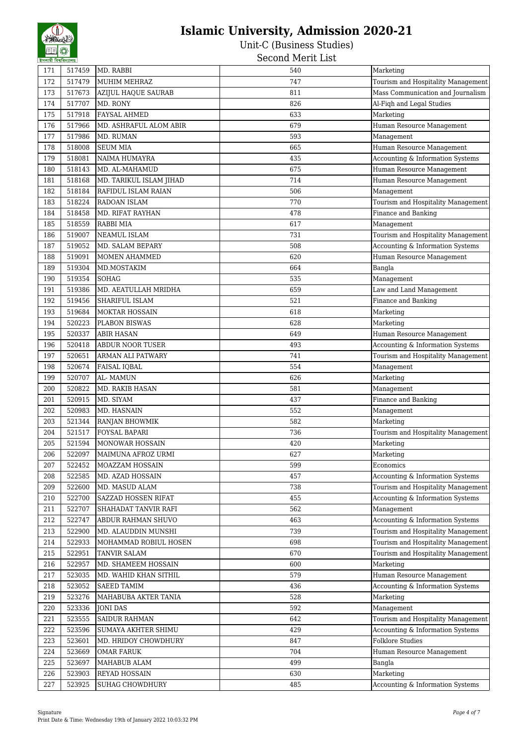# Islamic University, Admission 2020-21

## Unit-C (Business Studies)

### Second Merit List

| 171 | 517459 | MD. RABBI | 540 | Marketing |
|---|---|---|---|---|
| 172 | 517479 | MUHIM MEHRAZ | 747 | Tourism and Hospitality Management |
| 173 | 517673 | AZIJUL HAQUE SAURAB | 811 | Mass Communication and Journalism |
| 174 | 517707 | MD. RONY | 826 | Al-Fiqh and Legal Studies |
| 175 | 517918 | FAYSAL AHMED | 633 | Marketing |
| 176 | 517966 | MD. ASHRAFUL ALOM ABIR | 679 | Human Resource Management |
| 177 | 517986 | MD. RUMAN | 593 | Management |
| 178 | 518008 | SEUM MIA | 665 | Human Resource Management |
| 179 | 518081 | NAIMA HUMAYRA | 435 | Accounting & Information Systems |
| 180 | 518143 | MD. AL-MAHAMUD | 675 | Human Resource Management |
| 181 | 518168 | MD. TARIKUL ISLAM JIHAD | 714 | Human Resource Management |
| 182 | 518184 | RAFIDUL ISLAM RAIAN | 506 | Management |
| 183 | 518224 | RADOAN ISLAM | 770 | Tourism and Hospitality Management |
| 184 | 518458 | MD. RIFAT RAYHAN | 478 | Finance and Banking |
| 185 | 518559 | RABBI MIA | 617 | Management |
| 186 | 519007 | NEAMUL ISLAM | 731 | Tourism and Hospitality Management |
| 187 | 519052 | MD. SALAM BEPARY | 508 | Accounting & Information Systems |
| 188 | 519091 | MOMEN AHAMMED | 620 | Human Resource Management |
| 189 | 519304 | MD.MOSTAKIM | 664 | Bangla |
| 190 | 519354 | SOHAG | 535 | Management |
| 191 | 519386 | MD. AEATULLAH MRIDHA | 659 | Law and Land Management |
| 192 | 519456 | SHARIFUL ISLAM | 521 | Finance and Banking |
| 193 | 519684 | MOKTAR HOSSAIN | 618 | Marketing |
| 194 | 520223 | PLABON BISWAS | 628 | Marketing |
| 195 | 520337 | ABIR HASAN | 649 | Human Resource Management |
| 196 | 520418 | ABDUR NOOR TUSER | 493 | Accounting & Information Systems |
| 197 | 520651 | ARMAN ALI PATWARY | 741 | Tourism and Hospitality Management |
| 198 | 520674 | FAISAL IQBAL | 554 | Management |
| 199 | 520707 | AL- MAMUN | 626 | Marketing |
| 200 | 520822 | MD. RAKIB HASAN | 581 | Management |
| 201 | 520915 | MD. SIYAM | 437 | Finance and Banking |
| 202 | 520983 | MD. HASNAIN | 552 | Management |
| 203 | 521344 | RANJAN BHOWMIK | 582 | Marketing |
| 204 | 521517 | FOYSAL BAPARI | 736 | Tourism and Hospitality Management |
| 205 | 521594 | MONOWAR HOSSAIN | 420 | Marketing |
| 206 | 522097 | MAIMUNA AFROZ URMI | 627 | Marketing |
| 207 | 522452 | MOAZZAM HOSSAIN | 599 | Economics |
| 208 | 522585 | MD. AZAD HOSSAIN | 457 | Accounting & Information Systems |
| 209 | 522600 | MD. MASUD ALAM | 738 | Tourism and Hospitality Management |
| 210 | 522700 | SAZZAD HOSSEN RIFAT | 455 | Accounting & Information Systems |
| 211 | 522707 | SHAHADAT TANVIR RAFI | 562 | Management |
| 212 | 522747 | ABDUR RAHMAN SHUVO | 463 | Accounting & Information Systems |
| 213 | 522900 | MD. ALAUDDIN MUNSHI | 739 | Tourism and Hospitality Management |
| 214 | 522933 | MOHAMMAD ROBIUL HOSEN | 698 | Tourism and Hospitality Management |
| 215 | 522951 | TANVIR SALAM | 670 | Tourism and Hospitality Management |
| 216 | 522957 | MD. SHAMEEM HOSSAIN | 600 | Marketing |
| 217 | 523035 | MD. WAHID KHAN SITHIL | 579 | Human Resource Management |
| 218 | 523052 | SAEED TAMIM | 436 | Accounting & Information Systems |
| 219 | 523276 | MAHABUBA AKTER TANIA | 528 | Marketing |
| 220 | 523336 | JONI DAS | 592 | Management |
| 221 | 523555 | SAIDUR RAHMAN | 642 | Tourism and Hospitality Management |
| 222 | 523596 | SUMAYA AKHTER SHIMU | 429 | Accounting & Information Systems |
| 223 | 523601 | MD. HRIDOY CHOWDHURY | 847 | Folklore Studies |
| 224 | 523669 | OMAR FARUK | 704 | Human Resource Management |
| 225 | 523697 | MAHABUB ALAM | 499 | Bangla |
| 226 | 523903 | REYAD HOSSAIN | 630 | Marketing |
| 227 | 523925 | SUHAG CHOWDHURY | 485 | Accounting & Information Systems |

Signature

Print Date & Time: Wednesday 19th of January 2022 10:03:32 PM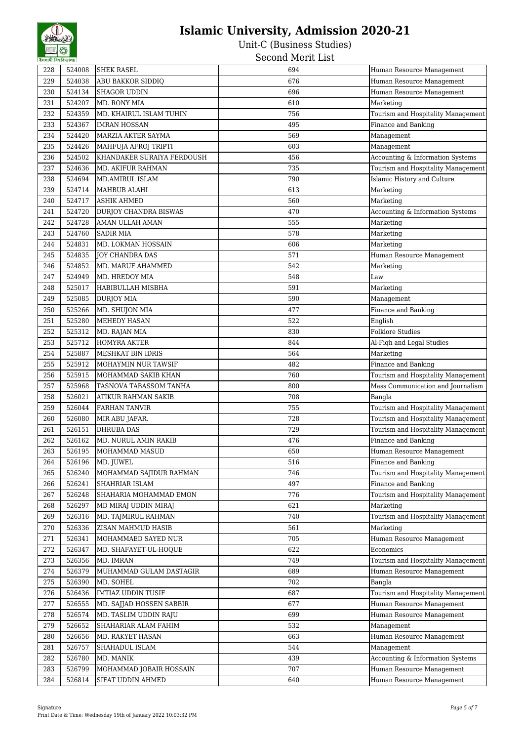# Islamic University, Admission 2020-21

## Unit-C (Business Studies)

### Second Merit List

| 228 | 524008 | SHEK RASEL | 694 | Human Resource Management |
|---|---|---|---|---|
| 229 | 524038 | ABU BAKKOR SIDDIQ | 676 | Human Resource Management |
| 230 | 524134 | SHAGOR UDDIN | 696 | Human Resource Management |
| 231 | 524207 | MD. RONY MIA | 610 | Marketing |
| 232 | 524359 | MD. KHAIRUL ISLAM TUHIN | 756 | Tourism and Hospitality Management |
| 233 | 524367 | IMRAN HOSSAN | 495 | Finance and Banking |
| 234 | 524420 | MARZIA AKTER SAYMA | 569 | Management |
| 235 | 524426 | MAHFUJA AFROJ TRIPTI | 603 | Management |
| 236 | 524502 | KHANDAKER SURAIYA FERDOUSH | 456 | Accounting & Information Systems |
| 237 | 524636 | MD. AKIFUR RAHMAN | 735 | Tourism and Hospitality Management |
| 238 | 524694 | MD.AMIRUL ISLAM | 790 | Islamic History and Culture |
| 239 | 524714 | MAHBUB ALAHI | 613 | Marketing |
| 240 | 524717 | ASHIK AHMED | 560 | Marketing |
| 241 | 524720 | DURJOY CHANDRA BISWAS | 470 | Accounting & Information Systems |
| 242 | 524728 | AMAN ULLAH AMAN | 555 | Marketing |
| 243 | 524760 | SADIR MIA | 578 | Marketing |
| 244 | 524831 | MD. LOKMAN HOSSAIN | 606 | Marketing |
| 245 | 524835 | JOY CHANDRA DAS | 571 | Human Resource Management |
| 246 | 524852 | MD. MARUF AHAMMED | 542 | Marketing |
| 247 | 524949 | MD. HREDOY MIA | 548 | Law |
| 248 | 525017 | HABIBULLAH MISBHA | 591 | Marketing |
| 249 | 525085 | DURJOY MIA | 590 | Management |
| 250 | 525266 | MD. SHUJON MIA | 477 | Finance and Banking |
| 251 | 525280 | MEHEDY HASAN | 522 | English |
| 252 | 525312 | MD. RAJAN MIA | 830 | Folklore Studies |
| 253 | 525712 | HOMYRA AKTER | 844 | Al-Fiqh and Legal Studies |
| 254 | 525887 | MESHKAT BIN IDRIS | 564 | Marketing |
| 255 | 525912 | MOHAYMIN NUR TAWSIF | 482 | Finance and Banking |
| 256 | 525915 | MOHAMMAD SAKIB KHAN | 760 | Tourism and Hospitality Management |
| 257 | 525968 | TASNOVA TABASSOM TANHA | 800 | Mass Communication and Journalism |
| 258 | 526021 | ATIKUR RAHMAN SAKIB | 708 | Bangla |
| 259 | 526044 | FARHAN TANVIR | 755 | Tourism and Hospitality Management |
| 260 | 526080 | MIR ABU JAFAR. | 728 | Tourism and Hospitality Management |
| 261 | 526151 | DHRUBA DAS | 729 | Tourism and Hospitality Management |
| 262 | 526162 | MD. NURUL AMIN RAKIB | 476 | Finance and Banking |
| 263 | 526195 | MOHAMMAD MASUD | 650 | Human Resource Management |
| 264 | 526196 | MD. JUWEL | 516 | Finance and Banking |
| 265 | 526240 | MOHAMMAD SAJIDUR RAHMAN | 746 | Tourism and Hospitality Management |
| 266 | 526241 | SHAHRIAR ISLAM | 497 | Finance and Banking |
| 267 | 526248 | SHAHARIA MOHAMMAD EMON | 776 | Tourism and Hospitality Management |
| 268 | 526297 | MD MIRAJ UDDIN MIRAJ | 621 | Marketing |
| 269 | 526316 | MD. TAJMIRUL RAHMAN | 740 | Tourism and Hospitality Management |
| 270 | 526336 | ZISAN MAHMUD HASIB | 561 | Marketing |
| 271 | 526341 | MOHAMMAED SAYED NUR | 705 | Human Resource Management |
| 272 | 526347 | MD. SHAFAYET-UL-HOQUE | 622 | Economics |
| 273 | 526356 | MD. IMRAN | 749 | Tourism and Hospitality Management |
| 274 | 526379 | MUHAMMAD GULAM DASTAGIR | 689 | Human Resource Management |
| 275 | 526390 | MD. SOHEL | 702 | Bangla |
| 276 | 526436 | IMTIAZ UDDIN TUSIF | 687 | Tourism and Hospitality Management |
| 277 | 526555 | MD. SAJJAD HOSSEN SABBIR | 677 | Human Resource Management |
| 278 | 526574 | MD. TASLIM UDDIN RAJU | 699 | Human Resource Management |
| 279 | 526652 | SHAHARIAR ALAM FAHIM | 532 | Management |
| 280 | 526656 | MD. RAKYET HASAN | 663 | Human Resource Management |
| 281 | 526757 | SHAHADUL ISLAM | 544 | Management |
| 282 | 526780 | MD. MANIK | 439 | Accounting & Information Systems |
| 283 | 526799 | MOHAMMAD JOBAIR HOSSAIN | 707 | Human Resource Management |
| 284 | 526814 | SIFAT UDDIN AHMED | 640 | Human Resource Management |

Signature

Print Date & Time: Wednesday 19th of January 2022 10:03:32 PM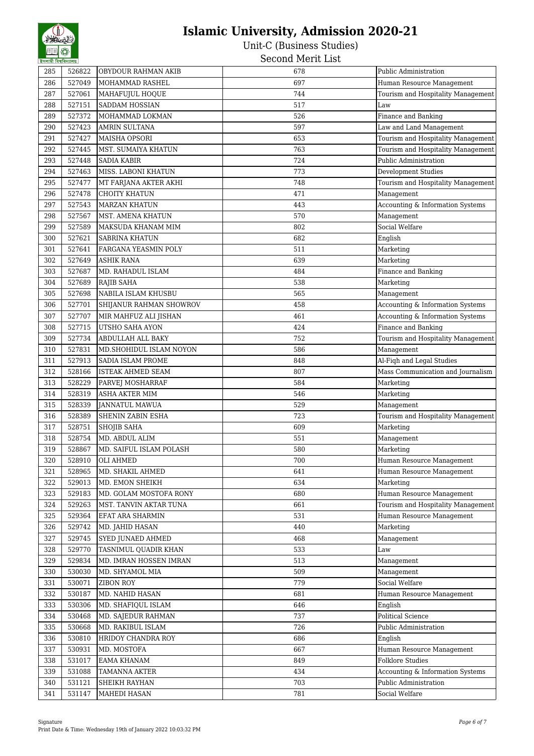# Islamic University, Admission 2020-21

## Unit-C (Business Studies)

### Second Merit List

| 285 | 526822 | OBYDOUR RAHMAN AKIB | 678 | Public Administration |
|---|---|---|---|---|
| 286 | 527049 | MOHAMMAD RASHEL | 697 | Human Resource Management |
| 287 | 527061 | MAHAFUJUL HOQUE | 744 | Tourism and Hospitality Management |
| 288 | 527151 | SADDAM HOSSIAN | 517 | Law |
| 289 | 527372 | MOHAMMAD LOKMAN | 526 | Finance and Banking |
| 290 | 527423 | AMRIN SULTANA | 597 | Law and Land Management |
| 291 | 527427 | MAISHA OPSORI | 653 | Tourism and Hospitality Management |
| 292 | 527445 | MST. SUMAIYA KHATUN | 763 | Tourism and Hospitality Management |
| 293 | 527448 | SADIA KABIR | 724 | Public Administration |
| 294 | 527463 | MISS. LABONI KHATUN | 773 | Development Studies |
| 295 | 527477 | MT FARJANA AKTER AKHI | 748 | Tourism and Hospitality Management |
| 296 | 527478 | CHOITY KHATUN | 471 | Management |
| 297 | 527543 | MARZAN KHATUN | 443 | Accounting & Information Systems |
| 298 | 527567 | MST. AMENA KHATUN | 570 | Management |
| 299 | 527589 | MAKSUDA KHANAM MIM | 802 | Social Welfare |
| 300 | 527621 | SABRINA KHATUN | 682 | English |
| 301 | 527641 | FARGANA YEASMIN POLY | 511 | Marketing |
| 302 | 527649 | ASHIK RANA | 639 | Marketing |
| 303 | 527687 | MD. RAHADUL ISLAM | 484 | Finance and Banking |
| 304 | 527689 | RAJIB SAHA | 538 | Marketing |
| 305 | 527698 | NABILA ISLAM KHUSBU | 565 | Management |
| 306 | 527701 | SHIJANUR RAHMAN SHOWROV | 458 | Accounting & Information Systems |
| 307 | 527707 | MIR MAHFUZ ALI JISHAN | 461 | Accounting & Information Systems |
| 308 | 527715 | UTSHO SAHA AYON | 424 | Finance and Banking |
| 309 | 527734 | ABDULLAH ALL BAKY | 752 | Tourism and Hospitality Management |
| 310 | 527831 | MD.SHOHIDUL ISLAM NOYON | 586 | Management |
| 311 | 527913 | SADIA ISLAM PROME | 848 | Al-Fiqh and Legal Studies |
| 312 | 528166 | ISTEAK AHMED SEAM | 807 | Mass Communication and Journalism |
| 313 | 528229 | PARVEJ MOSHARRAF | 584 | Marketing |
| 314 | 528319 | ASHA AKTER MIM | 546 | Marketing |
| 315 | 528339 | JANNATUL MAWUA | 529 | Management |
| 316 | 528389 | SHENIN ZABIN ESHA | 723 | Tourism and Hospitality Management |
| 317 | 528751 | SHOJIB SAHA | 609 | Marketing |
| 318 | 528754 | MD. ABDUL ALIM | 551 | Management |
| 319 | 528867 | MD. SAIFUL ISLAM POLASH | 580 | Marketing |
| 320 | 528910 | OLI AHMED | 700 | Human Resource Management |
| 321 | 528965 | MD. SHAKIL AHMED | 641 | Human Resource Management |
| 322 | 529013 | MD. EMON SHEIKH | 634 | Marketing |
| 323 | 529183 | MD. GOLAM MOSTOFA RONY | 680 | Human Resource Management |
| 324 | 529263 | MST. TANVIN AKTAR TUNA | 661 | Tourism and Hospitality Management |
| 325 | 529364 | EFAT ARA SHARMIN | 531 | Human Resource Management |
| 326 | 529742 | MD. JAHID HASAN | 440 | Marketing |
| 327 | 529745 | SYED JUNAED AHMED | 468 | Management |
| 328 | 529770 | TASNIMUL QUADIR KHAN | 533 | Law |
| 329 | 529834 | MD. IMRAN HOSSEN IMRAN | 513 | Management |
| 330 | 530030 | MD. SHYAMOL MIA | 509 | Management |
| 331 | 530071 | ZIBON ROY | 779 | Social Welfare |
| 332 | 530187 | MD. NAHID HASAN | 681 | Human Resource Management |
| 333 | 530306 | MD. SHAFIQUL ISLAM | 646 | English |
| 334 | 530468 | MD. SAJEDUR RAHMAN | 737 | Political Science |
| 335 | 530668 | MD. RAKIBUL ISLAM | 726 | Public Administration |
| 336 | 530810 | HRIDOY CHANDRA ROY | 686 | English |
| 337 | 530931 | MD. MOSTOFA | 667 | Human Resource Management |
| 338 | 531017 | EAMA KHANAM | 849 | Folklore Studies |
| 339 | 531088 | TAMANNA AKTER | 434 | Accounting & Information Systems |
| 340 | 531121 | SHEIKH RAYHAN | 703 | Public Administration |
| 341 | 531147 | MAHEDI HASAN | 781 | Social Welfare |

Signature

Print Date & Time: Wednesday 19th of January 2022 10:03:32 PM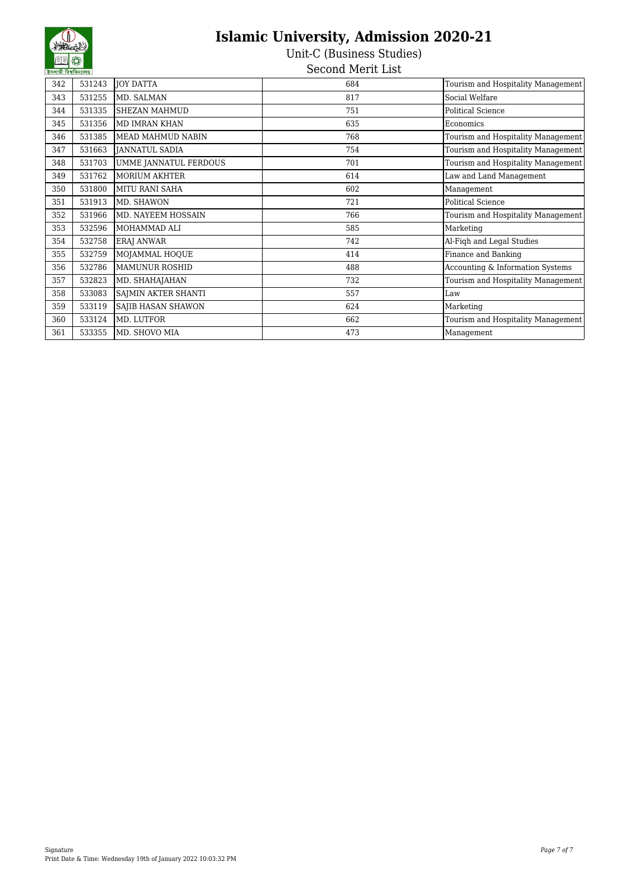# Islamic University, Admission 2020-21

Unit-C (Business Studies)

Second Merit List

| | | | | |
|---|---|---|---|---|
| 342 | 531243 | JOY DATTA | 684 | Tourism and Hospitality Management |
| 343 | 531255 | MD. SALMAN | 817 | Social Welfare |
| 344 | 531335 | SHEZAN MAHMUD | 751 | Political Science |
| 345 | 531356 | MD IMRAN KHAN | 635 | Economics |
| 346 | 531385 | MEAD MAHMUD NABIN | 768 | Tourism and Hospitality Management |
| 347 | 531663 | JANNATUL SADIA | 754 | Tourism and Hospitality Management |
| 348 | 531703 | UMME JANNATUL FERDOUS | 701 | Tourism and Hospitality Management |
| 349 | 531762 | MORIUM AKHTER | 614 | Law and Land Management |
| 350 | 531800 | MITU RANI SAHA | 602 | Management |
| 351 | 531913 | MD. SHAWON | 721 | Political Science |
| 352 | 531966 | MD. NAYEEM HOSSAIN | 766 | Tourism and Hospitality Management |
| 353 | 532596 | MOHAMMAD ALI | 585 | Marketing |
| 354 | 532758 | ERAJ ANWAR | 742 | Al-Fiqh and Legal Studies |
| 355 | 532759 | MOJAMMAL HOQUE | 414 | Finance and Banking |
| 356 | 532786 | MAMUNUR ROSHID | 488 | Accounting & Information Systems |
| 357 | 532823 | MD. SHAHAJAHAN | 732 | Tourism and Hospitality Management |
| 358 | 533083 | SAJMIN AKTER SHANTI | 557 | Law |
| 359 | 533119 | SAJIB HASAN SHAWON | 624 | Marketing |
| 360 | 533124 | MD. LUTFOR | 662 | Tourism and Hospitality Management |
| 361 | 533355 | MD. SHOVO MIA | 473 | Management |

Signature

Print Date & Time: Wednesday 19th of January 2022 10:03:32 PM